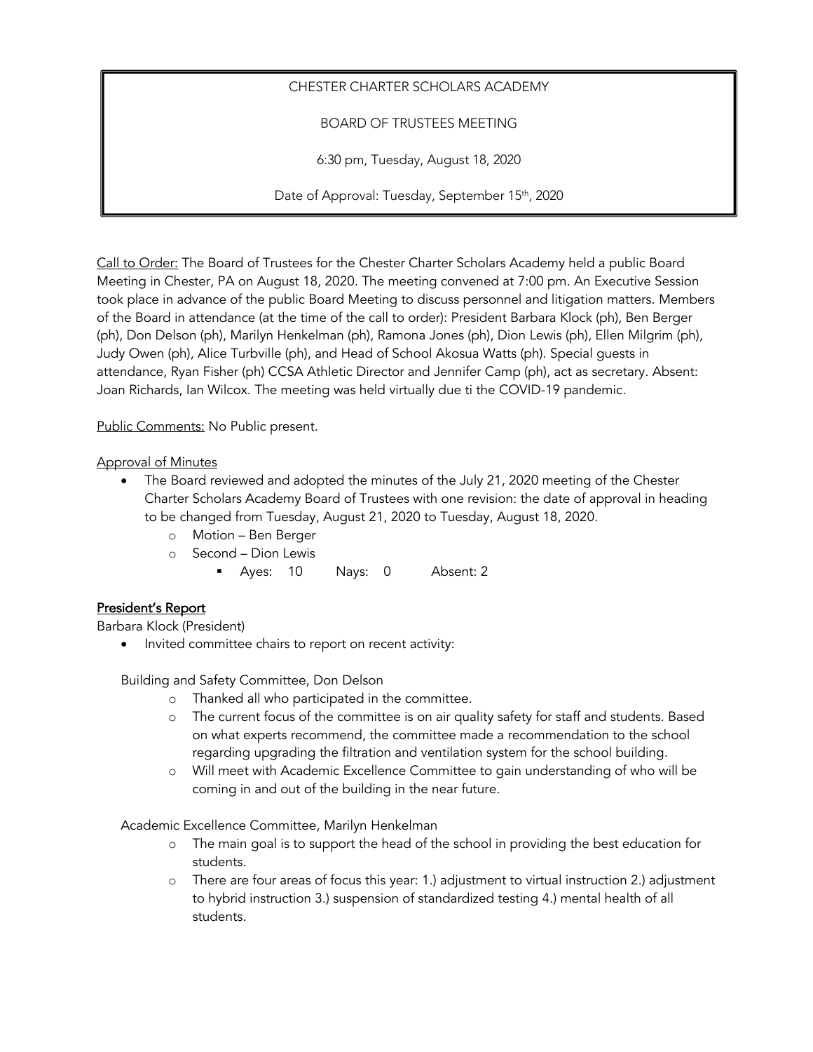CHESTER CHARTER SCHOLARS ACADEMY

BOARD OF TRUSTEES MEETING

6:30 pm, Tuesday, August 18, 2020

Date of Approval: Tuesday, September 15th, 2020

Call to Order: The Board of Trustees for the Chester Charter Scholars Academy held a public Board Meeting in Chester, PA on August 18, 2020. The meeting convened at 7:00 pm. An Executive Session took place in advance of the public Board Meeting to discuss personnel and litigation matters. Members of the Board in attendance (at the time of the call to order): President Barbara Klock (ph), Ben Berger (ph), Don Delson (ph), Marilyn Henkelman (ph), Ramona Jones (ph), Dion Lewis (ph), Ellen Milgrim (ph), Judy Owen (ph), Alice Turbville (ph), and Head of School Akosua Watts (ph). Special guests in attendance, Ryan Fisher (ph) CCSA Athletic Director and Jennifer Camp (ph), act as secretary. Absent: Joan Richards, Ian Wilcox. The meeting was held virtually due ti the COVID-19 pandemic.

Public Comments: No Public present.

Approval of Minutes

- The Board reviewed and adopted the minutes of the July 21, 2020 meeting of the Chester Charter Scholars Academy Board of Trustees with one revision: the date of approval in heading to be changed from Tuesday, August 21, 2020 to Tuesday, August 18, 2020.
  - Motion – Ben Berger
  - Second – Dion Lewis
    - Ayes: 10 Nays: 0 Absent: 2

**President's Report**

Barbara Klock (President)

- Invited committee chairs to report on recent activity:

Building and Safety Committee, Don Delson

- Thanked all who participated in the committee.
- The current focus of the committee is on air quality safety for staff and students. Based on what experts recommend, the committee made a recommendation to the school regarding upgrading the filtration and ventilation system for the school building.
- Will meet with Academic Excellence Committee to gain understanding of who will be coming in and out of the building in the near future.

Academic Excellence Committee, Marilyn Henkelman

- The main goal is to support the head of the school in providing the best education for students.
- There are four areas of focus this year: 1.) adjustment to virtual instruction 2.) adjustment to hybrid instruction 3.) suspension of standardized testing 4.) mental health of all students.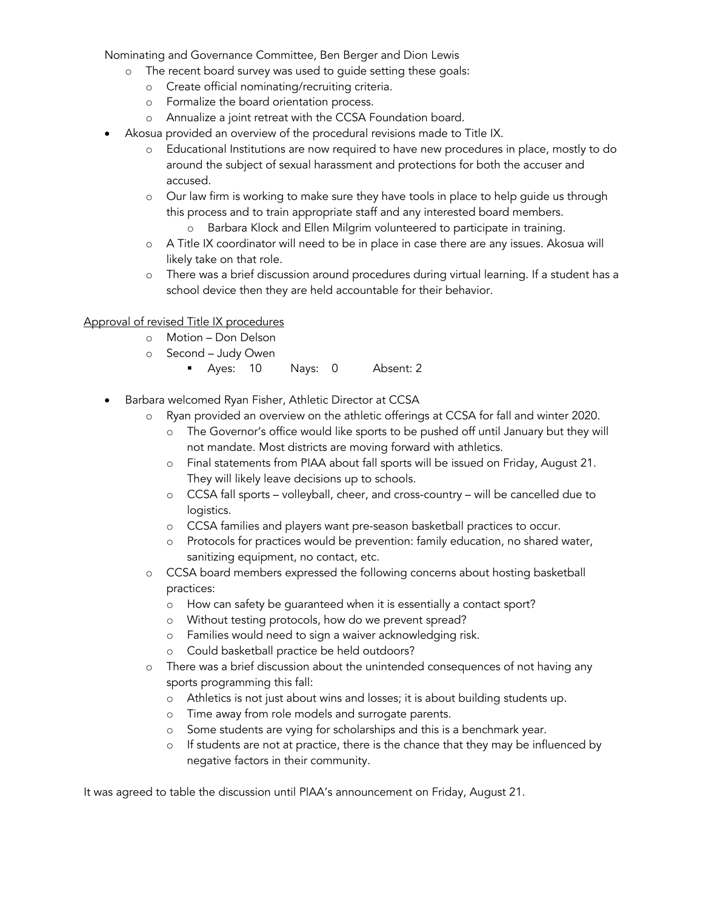Nominating and Governance Committee, Ben Berger and Dion Lewis

- The recent board survey was used to guide setting these goals:
  - Create official nominating/recruiting criteria.
  - Formalize the board orientation process.
  - Annualize a joint retreat with the CCSA Foundation board.

- Akosua provided an overview of the procedural revisions made to Title IX.
  - Educational Institutions are now required to have new procedures in place, mostly to do around the subject of sexual harassment and protections for both the accuser and accused.
  - Our law firm is working to make sure they have tools in place to help guide us through this process and to train appropriate staff and any interested board members.
    - Barbara Klock and Ellen Milgrim volunteered to participate in training.
  - A Title IX coordinator will need to be in place in case there are any issues. Akosua will likely take on that role.
  - There was a brief discussion around procedures during virtual learning. If a student has a school device then they are held accountable for their behavior.

<u>Approval of revised Title IX procedures</u>

- Motion – Don Delson
- Second – Judy Owen
  - Ayes: 10 Nays: 0 Absent: 2

- Barbara welcomed Ryan Fisher, Athletic Director at CCSA
  - Ryan provided an overview on the athletic offerings at CCSA for fall and winter 2020.
    - The Governor's office would like sports to be pushed off until January but they will not mandate. Most districts are moving forward with athletics.
    - Final statements from PIAA about fall sports will be issued on Friday, August 21. They will likely leave decisions up to schools.
    - CCSA fall sports – volleyball, cheer, and cross-country – will be cancelled due to logistics.
    - CCSA families and players want pre-season basketball practices to occur.
    - Protocols for practices would be prevention: family education, no shared water, sanitizing equipment, no contact, etc.
  - CCSA board members expressed the following concerns about hosting basketball practices:
    - How can safety be guaranteed when it is essentially a contact sport?
    - Without testing protocols, how do we prevent spread?
    - Families would need to sign a waiver acknowledging risk.
    - Could basketball practice be held outdoors?
  - There was a brief discussion about the unintended consequences of not having any sports programming this fall:
    - Athletics is not just about wins and losses; it is about building students up.
    - Time away from role models and surrogate parents.
    - Some students are vying for scholarships and this is a benchmark year.
    - If students are not at practice, there is the chance that they may be influenced by negative factors in their community.

It was agreed to table the discussion until PIAA's announcement on Friday, August 21.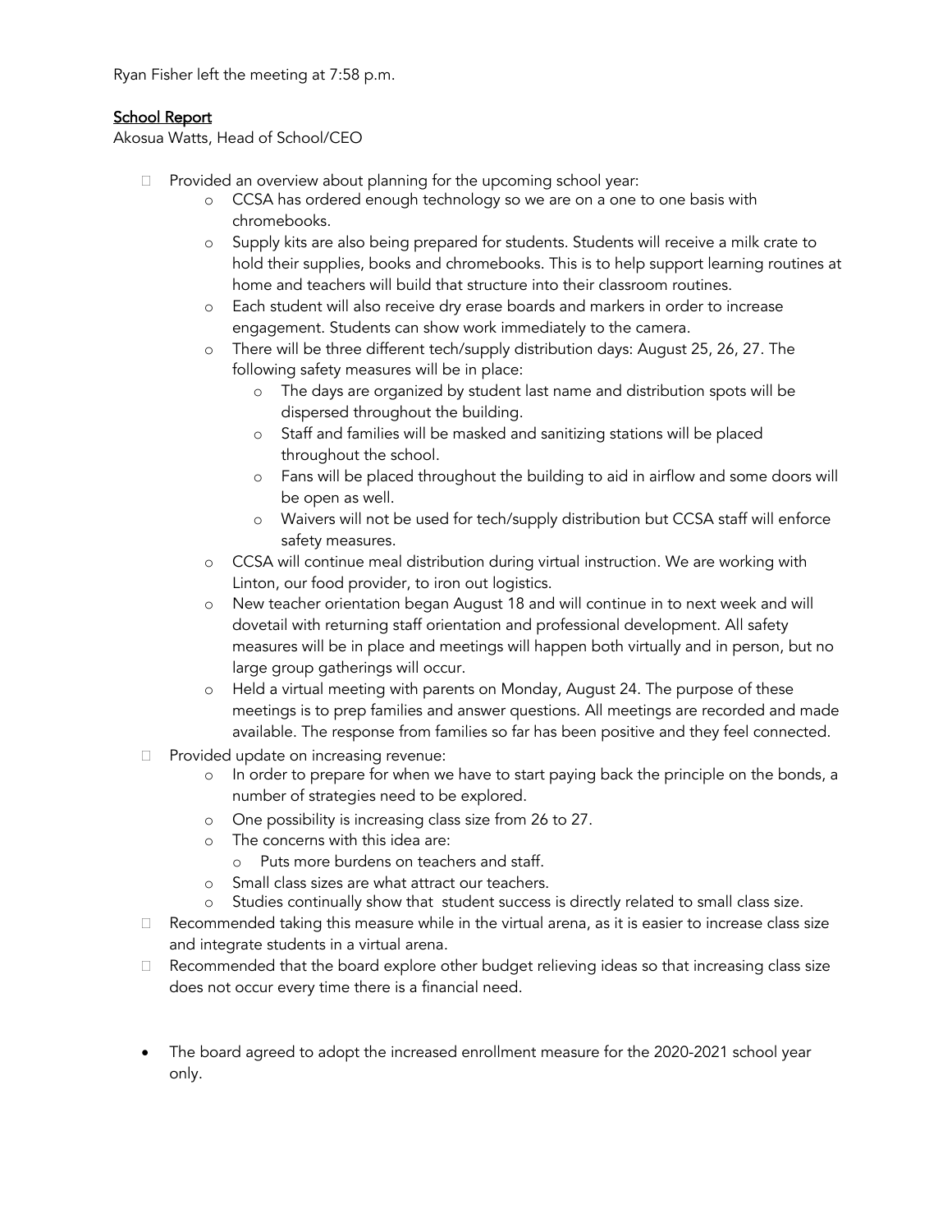Ryan Fisher left the meeting at 7:58 p.m.

## School Report

Akosua Watts, Head of School/CEO

- Provided an overview about planning for the upcoming school year:
  - CCSA has ordered enough technology so we are on a one to one basis with chromebooks.
  - Supply kits are also being prepared for students. Students will receive a milk crate to hold their supplies, books and chromebooks. This is to help support learning routines at home and teachers will build that structure into their classroom routines.
  - Each student will also receive dry erase boards and markers in order to increase engagement. Students can show work immediately to the camera.
  - There will be three different tech/supply distribution days: August 25, 26, 27. The following safety measures will be in place:
    - The days are organized by student last name and distribution spots will be dispersed throughout the building.
    - Staff and families will be masked and sanitizing stations will be placed throughout the school.
    - Fans will be placed throughout the building to aid in airflow and some doors will be open as well.
    - Waivers will not be used for tech/supply distribution but CCSA staff will enforce safety measures.
  - CCSA will continue meal distribution during virtual instruction. We are working with Linton, our food provider, to iron out logistics.
  - New teacher orientation began August 18 and will continue in to next week and will dovetail with returning staff orientation and professional development. All safety measures will be in place and meetings will happen both virtually and in person, but no large group gatherings will occur.
  - Held a virtual meeting with parents on Monday, August 24. The purpose of these meetings is to prep families and answer questions. All meetings are recorded and made available. The response from families so far has been positive and they feel connected.
- Provided update on increasing revenue:
  - In order to prepare for when we have to start paying back the principle on the bonds, a number of strategies need to be explored.
  - One possibility is increasing class size from 26 to 27.
  - The concerns with this idea are:
    - Puts more burdens on teachers and staff.
  - Small class sizes are what attract our teachers.
  - Studies continually show that student success is directly related to small class size.
- Recommended taking this measure while in the virtual arena, as it is easier to increase class size and integrate students in a virtual arena.
- Recommended that the board explore other budget relieving ideas so that increasing class size does not occur every time there is a financial need.

- The board agreed to adopt the increased enrollment measure for the 2020-2021 school year only.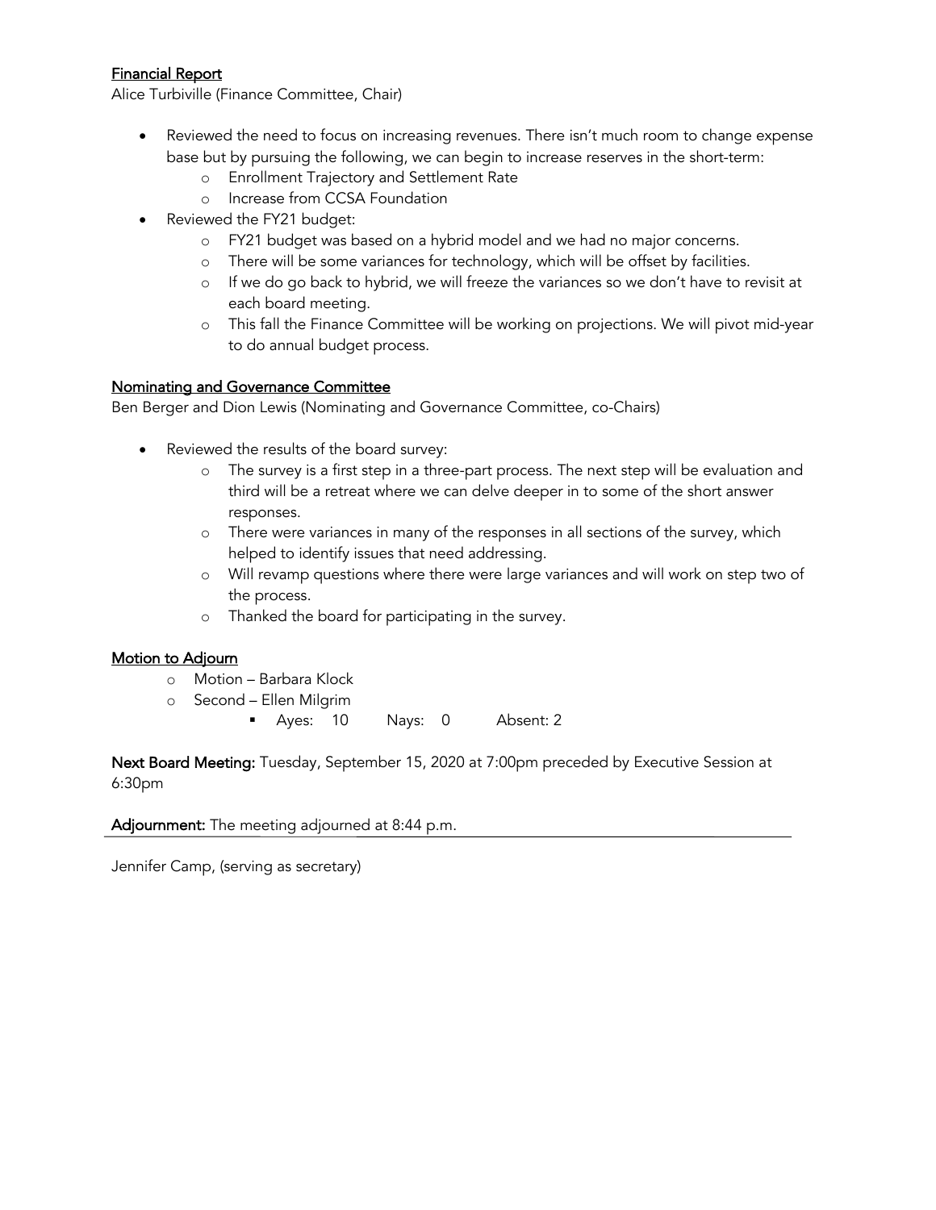**Financial Report**

Alice Turbiville (Finance Committee, Chair)

- Reviewed the need to focus on increasing revenues. There isn't much room to change expense base but by pursuing the following, we can begin to increase reserves in the short-term:
  - Enrollment Trajectory and Settlement Rate
  - Increase from CCSA Foundation
- Reviewed the FY21 budget:
  - FY21 budget was based on a hybrid model and we had no major concerns.
  - There will be some variances for technology, which will be offset by facilities.
  - If we do go back to hybrid, we will freeze the variances so we don't have to revisit at each board meeting.
  - This fall the Finance Committee will be working on projections. We will pivot mid-year to do annual budget process.

**Nominating and Governance Committee**

Ben Berger and Dion Lewis (Nominating and Governance Committee, co-Chairs)

- Reviewed the results of the board survey:
  - The survey is a first step in a three-part process. The next step will be evaluation and third will be a retreat where we can delve deeper in to some of the short answer responses.
  - There were variances in many of the responses in all sections of the survey, which helped to identify issues that need addressing.
  - Will revamp questions where there were large variances and will work on step two of the process.
  - Thanked the board for participating in the survey.

**Motion to Adjourn**

- Motion – Barbara Klock
- Second – Ellen Milgrim
  - Ayes: 10 Nays: 0 Absent: 2

**Next Board Meeting:** Tuesday, September 15, 2020 at 7:00pm preceded by Executive Session at 6:30pm

**Adjournment:** The meeting adjourned at 8:44 p.m.

Jennifer Camp, (serving as secretary)